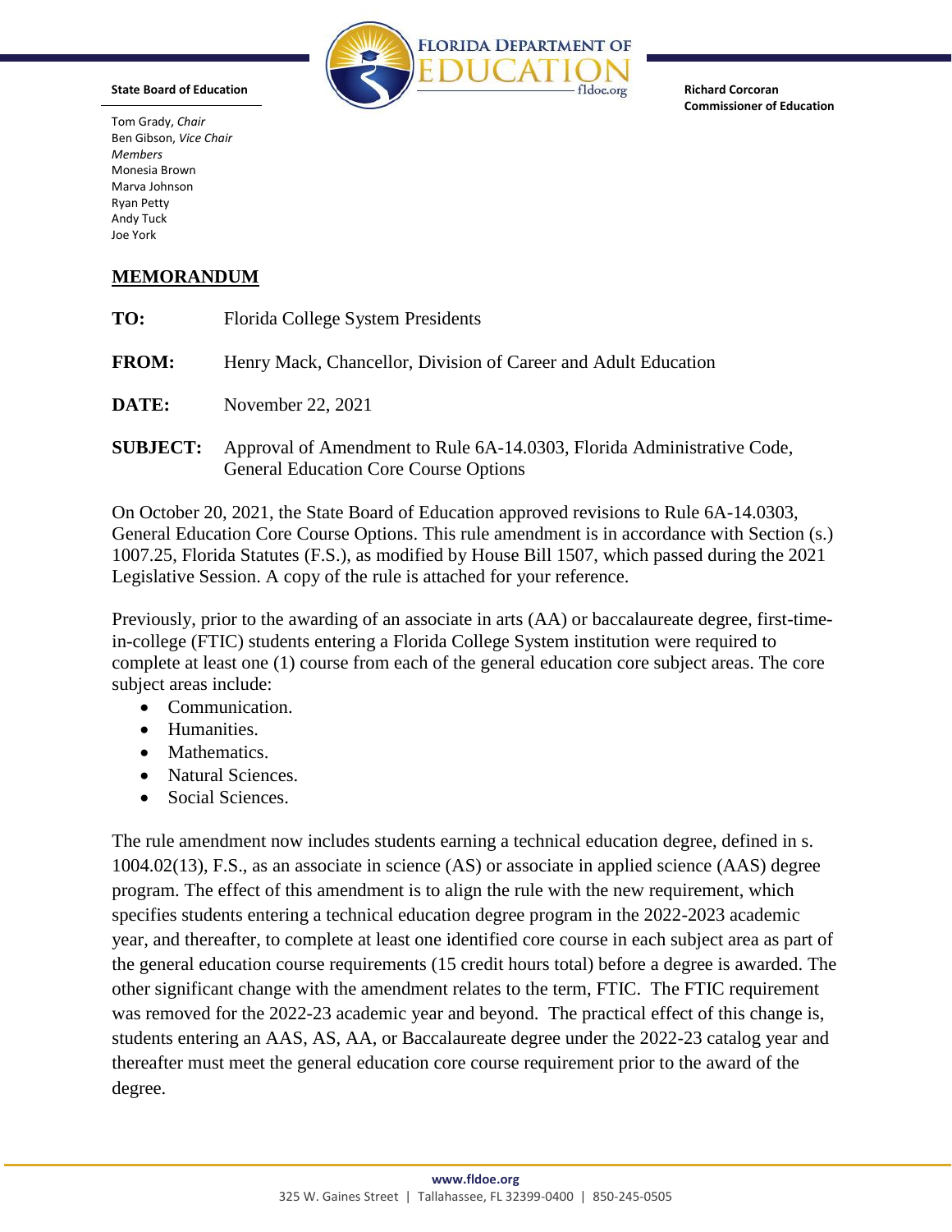FLORIDA DEPARTMENT OF EDUCATION
fldoe.org

**State Board of Education**

Tom Grady, *Chair*
Ben Gibson, *Vice Chair*
*Members*
Monesia Brown
Marva Johnson
Ryan Petty
Andy Tuck
Joe York

**Richard Corcoran**
**Commissioner of Education**

## MEMORANDUM

**TO:** Florida College System Presidents

**FROM:** Henry Mack, Chancellor, Division of Career and Adult Education

**DATE:** November 22, 2021

**SUBJECT:** Approval of Amendment to Rule 6A-14.0303, Florida Administrative Code, General Education Core Course Options

On October 20, 2021, the State Board of Education approved revisions to Rule 6A-14.0303, General Education Core Course Options. This rule amendment is in accordance with Section (s.) 1007.25, Florida Statutes (F.S.), as modified by House Bill 1507, which passed during the 2021 Legislative Session. A copy of the rule is attached for your reference.

Previously, prior to the awarding of an associate in arts (AA) or baccalaureate degree, first-time-in-college (FTIC) students entering a Florida College System institution were required to complete at least one (1) course from each of the general education core subject areas. The core subject areas include:

- Communication.
- Humanities.
- Mathematics.
- Natural Sciences.
- Social Sciences.

The rule amendment now includes students earning a technical education degree, defined in s. 1004.02(13), F.S., as an associate in science (AS) or associate in applied science (AAS) degree program. The effect of this amendment is to align the rule with the new requirement, which specifies students entering a technical education degree program in the 2022-2023 academic year, and thereafter, to complete at least one identified core course in each subject area as part of the general education course requirements (15 credit hours total) before a degree is awarded. The other significant change with the amendment relates to the term, FTIC. The FTIC requirement was removed for the 2022-23 academic year and beyond. The practical effect of this change is, students entering an AAS, AS, AA, or Baccalaureate degree under the 2022-23 catalog year and thereafter must meet the general education core course requirement prior to the award of the degree.

**www.fldoe.org**
325 W. Gaines Street | Tallahassee, FL 32399-0400 | 850-245-0505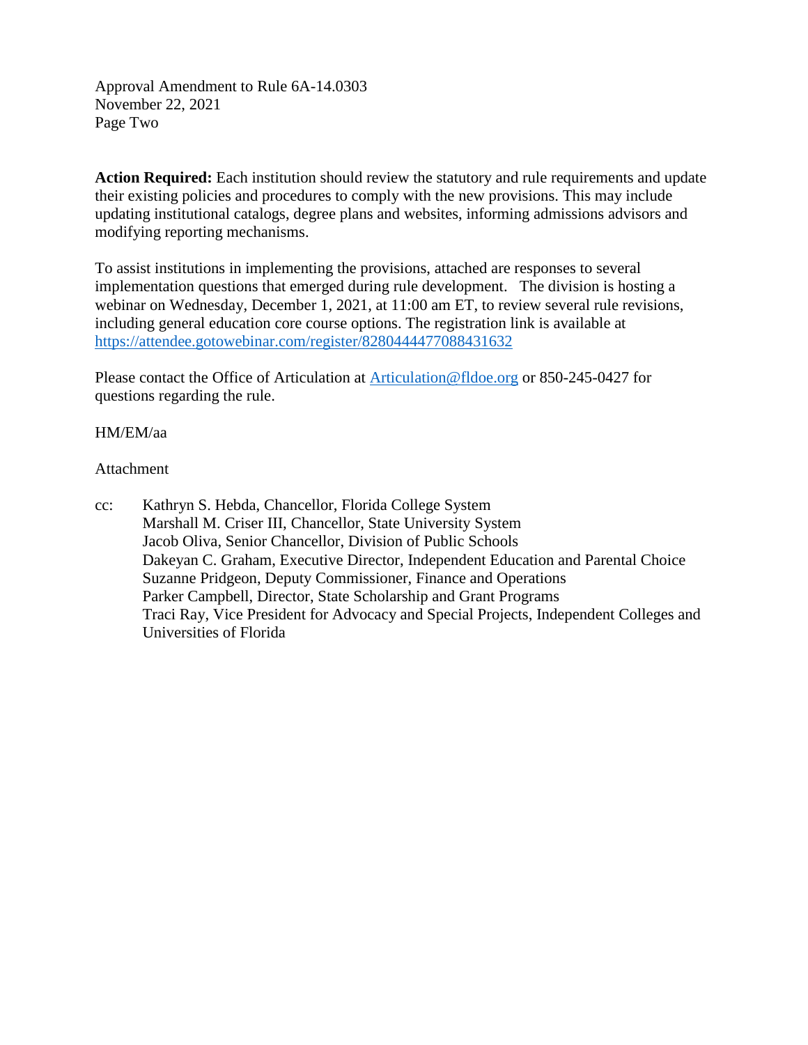**Action Required:** Each institution should review the statutory and rule requirements and update their existing policies and procedures to comply with the new provisions. This may include updating institutional catalogs, degree plans and websites, informing admissions advisors and modifying reporting mechanisms.

To assist institutions in implementing the provisions, attached are responses to several implementation questions that emerged during rule development. The division is hosting a webinar on Wednesday, December 1, 2021, at 11:00 am ET, to review several rule revisions, including general education core course options. The registration link is available at https://attendee.gotowebinar.com/register/8280444477088431632

Please contact the Office of Articulation at Articulation@fldoe.org or 850-245-0427 for questions regarding the rule.

HM/EM/aa

Attachment

cc: Kathryn S. Hebda, Chancellor, Florida College System
Marshall M. Criser III, Chancellor, State University System
Jacob Oliva, Senior Chancellor, Division of Public Schools
Dakeyan C. Graham, Executive Director, Independent Education and Parental Choice
Suzanne Pridgeon, Deputy Commissioner, Finance and Operations
Parker Campbell, Director, State Scholarship and Grant Programs
Traci Ray, Vice President for Advocacy and Special Projects, Independent Colleges and Universities of Florida